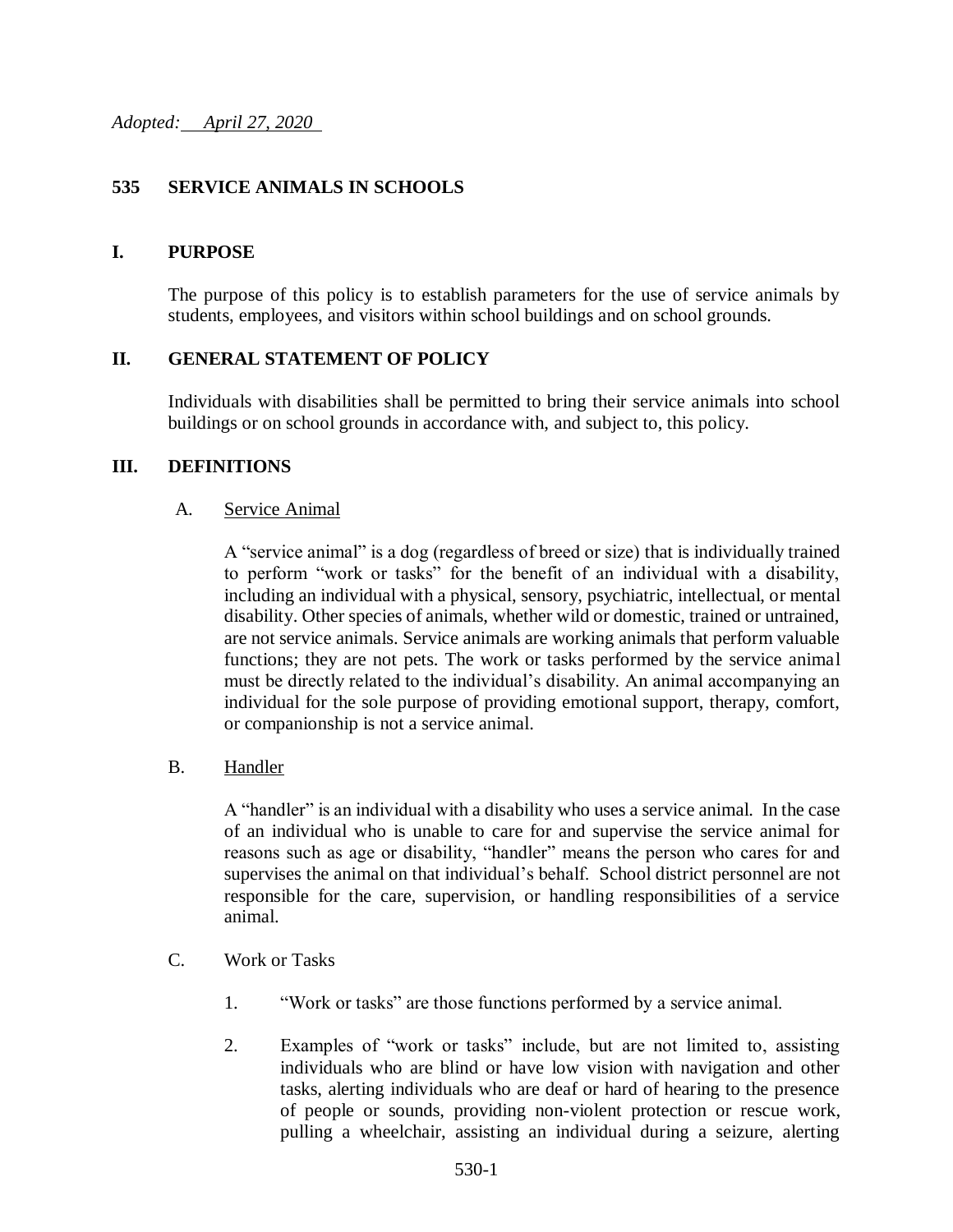*Adopted: April 27, 2020*

## 535 SERVICE ANIMALS IN SCHOOLS

### I. PURPOSE

The purpose of this policy is to establish parameters for the use of service animals by students, employees, and visitors within school buildings and on school grounds.

### II. GENERAL STATEMENT OF POLICY

Individuals with disabilities shall be permitted to bring their service animals into school buildings or on school grounds in accordance with, and subject to, this policy.

### III. DEFINITIONS

A. Service Animal

A "service animal" is a dog (regardless of breed or size) that is individually trained to perform "work or tasks" for the benefit of an individual with a disability, including an individual with a physical, sensory, psychiatric, intellectual, or mental disability. Other species of animals, whether wild or domestic, trained or untrained, are not service animals. Service animals are working animals that perform valuable functions; they are not pets. The work or tasks performed by the service animal must be directly related to the individual's disability. An animal accompanying an individual for the sole purpose of providing emotional support, therapy, comfort, or companionship is not a service animal.

B. Handler

A "handler" is an individual with a disability who uses a service animal. In the case of an individual who is unable to care for and supervise the service animal for reasons such as age or disability, "handler" means the person who cares for and supervises the animal on that individual's behalf. School district personnel are not responsible for the care, supervision, or handling responsibilities of a service animal.

C. Work or Tasks

1. "Work or tasks" are those functions performed by a service animal.

2. Examples of "work or tasks" include, but are not limited to, assisting individuals who are blind or have low vision with navigation and other tasks, alerting individuals who are deaf or hard of hearing to the presence of people or sounds, providing non-violent protection or rescue work, pulling a wheelchair, assisting an individual during a seizure, alerting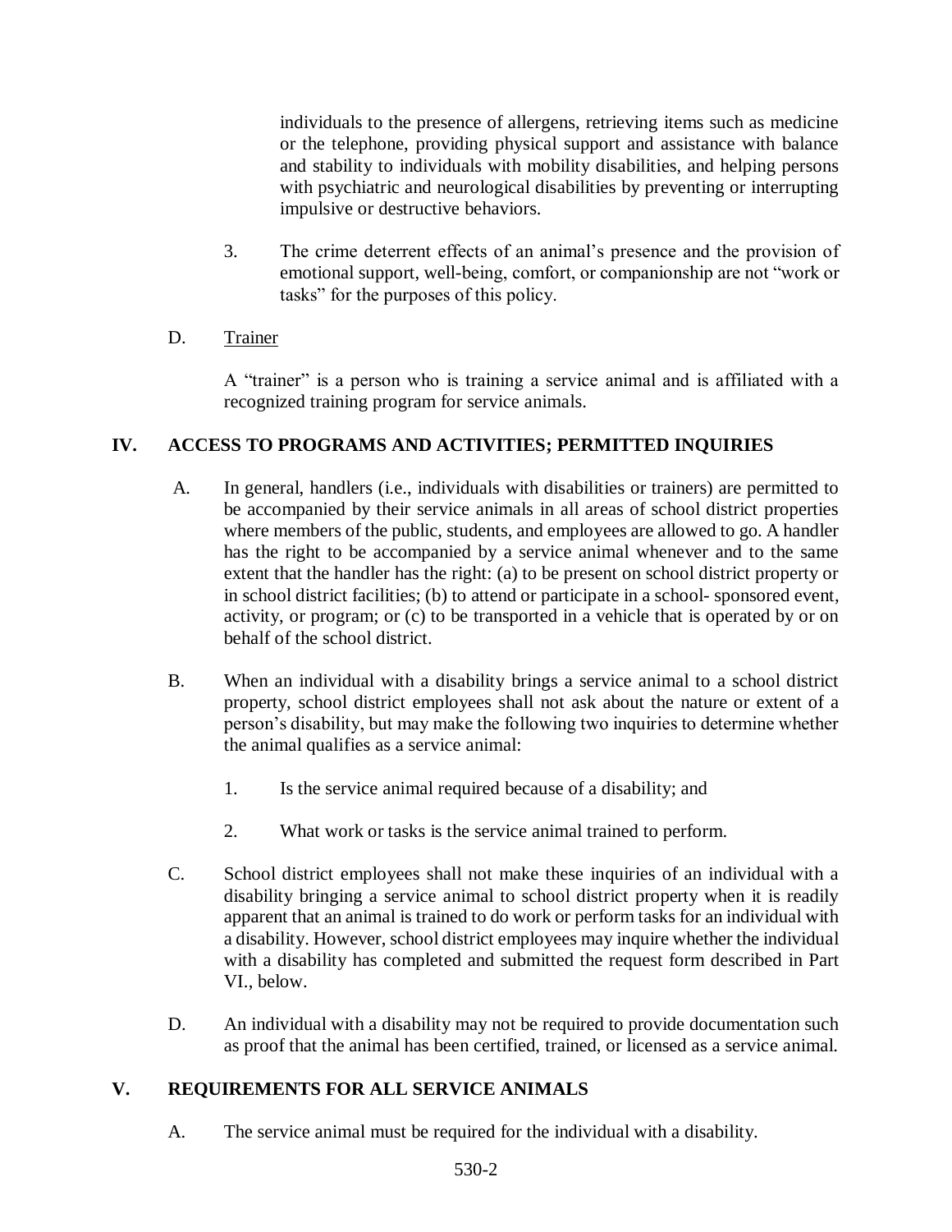individuals to the presence of allergens, retrieving items such as medicine or the telephone, providing physical support and assistance with balance and stability to individuals with mobility disabilities, and helping persons with psychiatric and neurological disabilities by preventing or interrupting impulsive or destructive behaviors.

3. The crime deterrent effects of an animal's presence and the provision of emotional support, well-being, comfort, or companionship are not "work or tasks" for the purposes of this policy.

D. Trainer

A "trainer" is a person who is training a service animal and is affiliated with a recognized training program for service animals.

## IV. ACCESS TO PROGRAMS AND ACTIVITIES; PERMITTED INQUIRIES

A. In general, handlers (i.e., individuals with disabilities or trainers) are permitted to be accompanied by their service animals in all areas of school district properties where members of the public, students, and employees are allowed to go. A handler has the right to be accompanied by a service animal whenever and to the same extent that the handler has the right: (a) to be present on school district property or in school district facilities; (b) to attend or participate in a school- sponsored event, activity, or program; or (c) to be transported in a vehicle that is operated by or on behalf of the school district.

B. When an individual with a disability brings a service animal to a school district property, school district employees shall not ask about the nature or extent of a person's disability, but may make the following two inquiries to determine whether the animal qualifies as a service animal:

1. Is the service animal required because of a disability; and

2. What work or tasks is the service animal trained to perform.

C. School district employees shall not make these inquiries of an individual with a disability bringing a service animal to school district property when it is readily apparent that an animal is trained to do work or perform tasks for an individual with a disability. However, school district employees may inquire whether the individual with a disability has completed and submitted the request form described in Part VI., below.

D. An individual with a disability may not be required to provide documentation such as proof that the animal has been certified, trained, or licensed as a service animal.

## V. REQUIREMENTS FOR ALL SERVICE ANIMALS

A. The service animal must be required for the individual with a disability.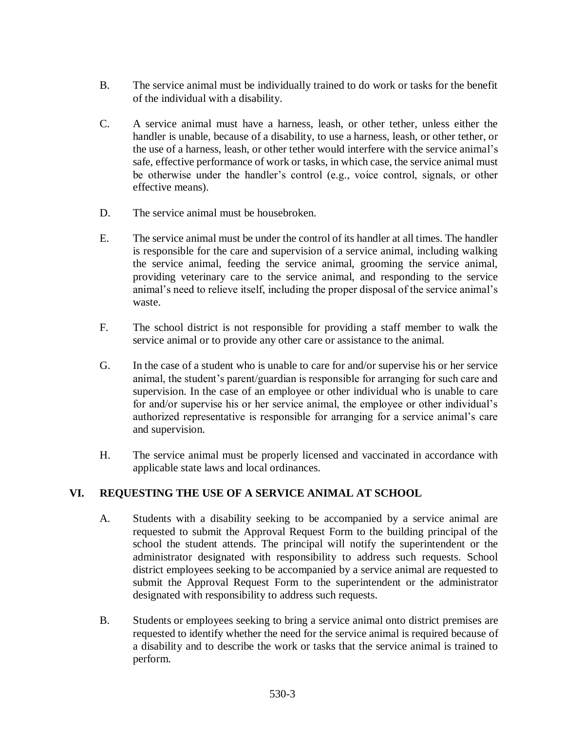B. The service animal must be individually trained to do work or tasks for the benefit of the individual with a disability.

C. A service animal must have a harness, leash, or other tether, unless either the handler is unable, because of a disability, to use a harness, leash, or other tether, or the use of a harness, leash, or other tether would interfere with the service animal's safe, effective performance of work or tasks, in which case, the service animal must be otherwise under the handler's control (e.g., voice control, signals, or other effective means).

D. The service animal must be housebroken.

E. The service animal must be under the control of its handler at all times. The handler is responsible for the care and supervision of a service animal, including walking the service animal, feeding the service animal, grooming the service animal, providing veterinary care to the service animal, and responding to the service animal's need to relieve itself, including the proper disposal of the service animal's waste.

F. The school district is not responsible for providing a staff member to walk the service animal or to provide any other care or assistance to the animal.

G. In the case of a student who is unable to care for and/or supervise his or her service animal, the student's parent/guardian is responsible for arranging for such care and supervision. In the case of an employee or other individual who is unable to care for and/or supervise his or her service animal, the employee or other individual's authorized representative is responsible for arranging for a service animal's care and supervision.

H. The service animal must be properly licensed and vaccinated in accordance with applicable state laws and local ordinances.

## VI. REQUESTING THE USE OF A SERVICE ANIMAL AT SCHOOL

A. Students with a disability seeking to be accompanied by a service animal are requested to submit the Approval Request Form to the building principal of the school the student attends. The principal will notify the superintendent or the administrator designated with responsibility to address such requests. School district employees seeking to be accompanied by a service animal are requested to submit the Approval Request Form to the superintendent or the administrator designated with responsibility to address such requests.

B. Students or employees seeking to bring a service animal onto district premises are requested to identify whether the need for the service animal is required because of a disability and to describe the work or tasks that the service animal is trained to perform.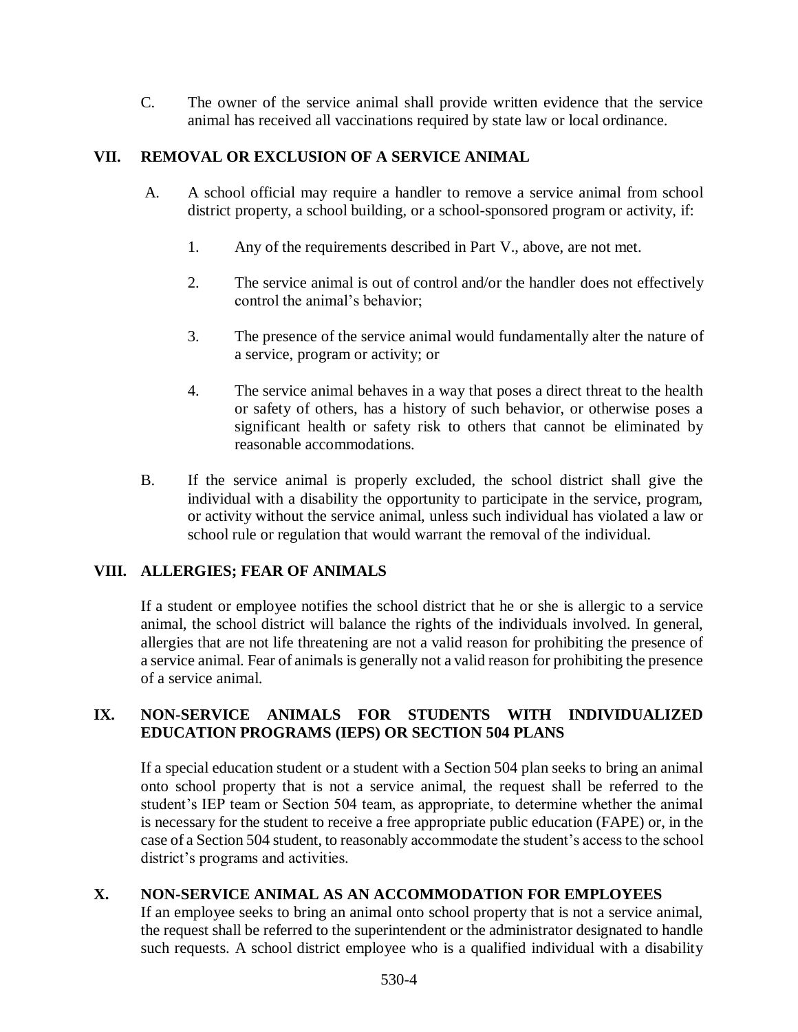C. The owner of the service animal shall provide written evidence that the service animal has received all vaccinations required by state law or local ordinance.

## VII. REMOVAL OR EXCLUSION OF A SERVICE ANIMAL

A. A school official may require a handler to remove a service animal from school district property, a school building, or a school-sponsored program or activity, if:

1. Any of the requirements described in Part V., above, are not met.

2. The service animal is out of control and/or the handler does not effectively control the animal's behavior;

3. The presence of the service animal would fundamentally alter the nature of a service, program or activity; or

4. The service animal behaves in a way that poses a direct threat to the health or safety of others, has a history of such behavior, or otherwise poses a significant health or safety risk to others that cannot be eliminated by reasonable accommodations.

B. If the service animal is properly excluded, the school district shall give the individual with a disability the opportunity to participate in the service, program, or activity without the service animal, unless such individual has violated a law or school rule or regulation that would warrant the removal of the individual.

## VIII. ALLERGIES; FEAR OF ANIMALS

If a student or employee notifies the school district that he or she is allergic to a service animal, the school district will balance the rights of the individuals involved. In general, allergies that are not life threatening are not a valid reason for prohibiting the presence of a service animal. Fear of animals is generally not a valid reason for prohibiting the presence of a service animal.

## IX. NON-SERVICE ANIMALS FOR STUDENTS WITH INDIVIDUALIZED EDUCATION PROGRAMS (IEPS) OR SECTION 504 PLANS

If a special education student or a student with a Section 504 plan seeks to bring an animal onto school property that is not a service animal, the request shall be referred to the student's IEP team or Section 504 team, as appropriate, to determine whether the animal is necessary for the student to receive a free appropriate public education (FAPE) or, in the case of a Section 504 student, to reasonably accommodate the student's access to the school district's programs and activities.

## X. NON-SERVICE ANIMAL AS AN ACCOMMODATION FOR EMPLOYEES

If an employee seeks to bring an animal onto school property that is not a service animal, the request shall be referred to the superintendent or the administrator designated to handle such requests. A school district employee who is a qualified individual with a disability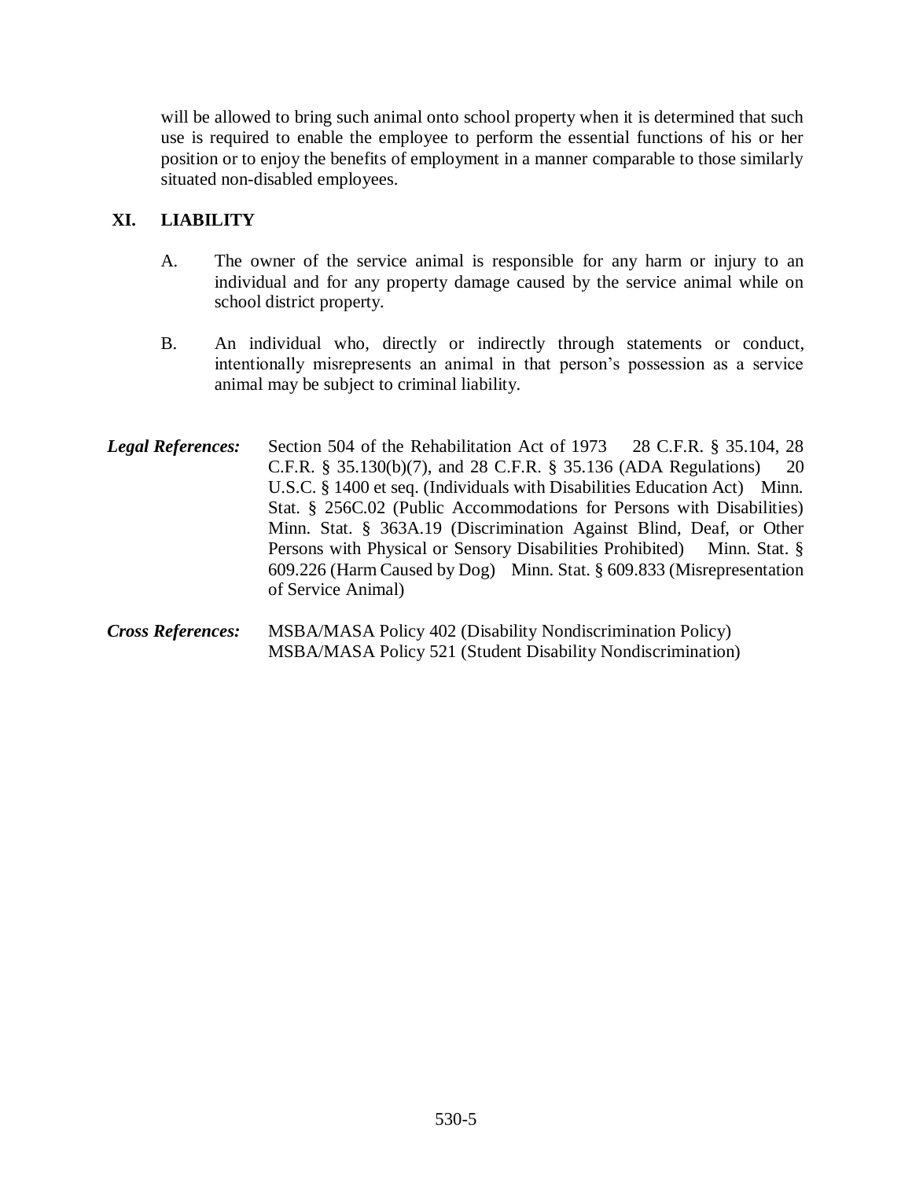will be allowed to bring such animal onto school property when it is determined that such use is required to enable the employee to perform the essential functions of his or her position or to enjoy the benefits of employment in a manner comparable to those similarly situated non-disabled employees.

## XI. LIABILITY

A. The owner of the service animal is responsible for any harm or injury to an individual and for any property damage caused by the service animal while on school district property.

B. An individual who, directly or indirectly through statements or conduct, intentionally misrepresents an animal in that person's possession as a service animal may be subject to criminal liability.

***Legal References:*** Section 504 of the Rehabilitation Act of 1973 28 C.F.R. § 35.104, 28 C.F.R. § 35.130(b)(7), and 28 C.F.R. § 35.136 (ADA Regulations) 20 U.S.C. § 1400 et seq. (Individuals with Disabilities Education Act) Minn. Stat. § 256C.02 (Public Accommodations for Persons with Disabilities) Minn. Stat. § 363A.19 (Discrimination Against Blind, Deaf, or Other Persons with Physical or Sensory Disabilities Prohibited) Minn. Stat. § 609.226 (Harm Caused by Dog) Minn. Stat. § 609.833 (Misrepresentation of Service Animal)

***Cross References:*** MSBA/MASA Policy 402 (Disability Nondiscrimination Policy)
MSBA/MASA Policy 521 (Student Disability Nondiscrimination)